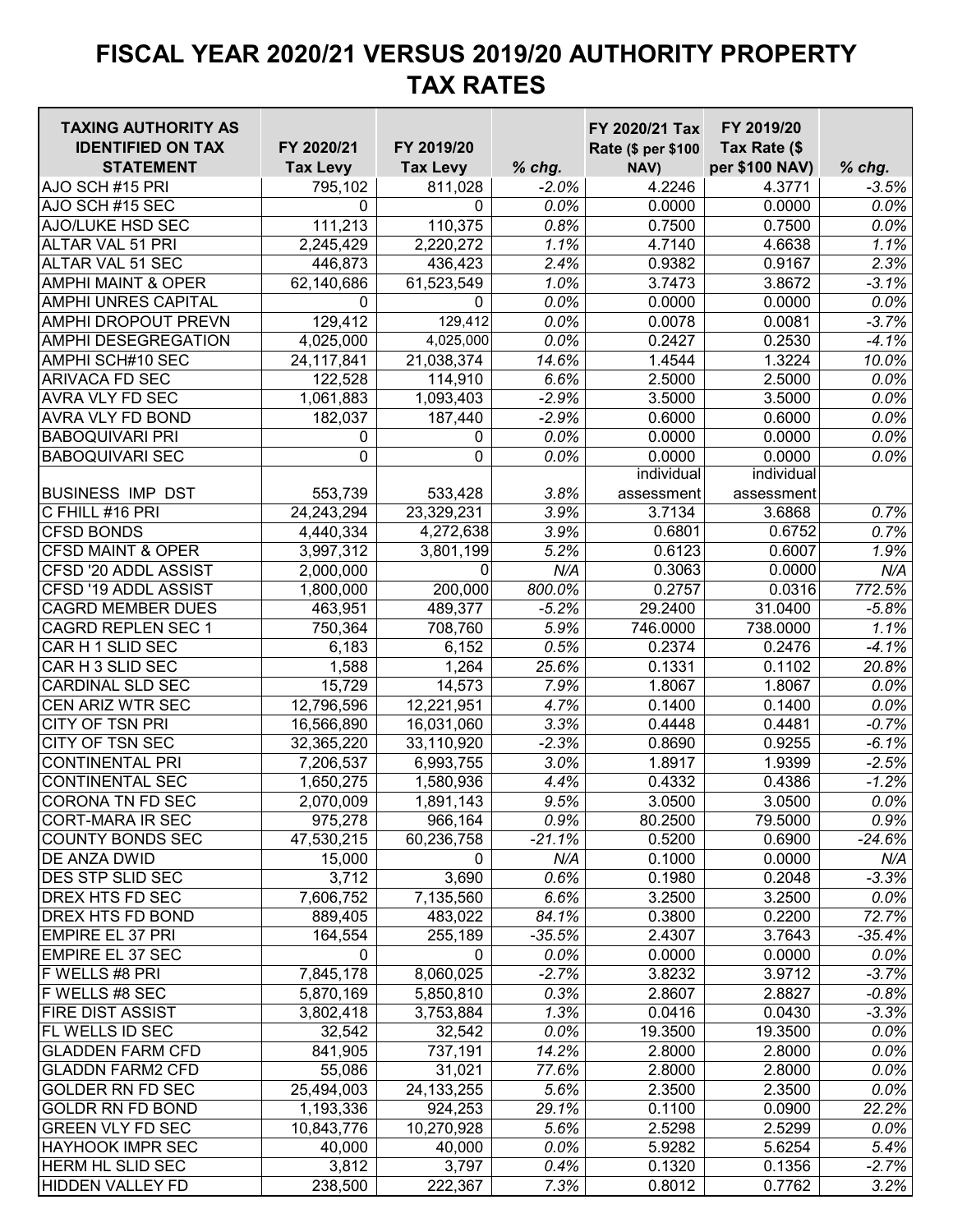# FISCAL YEAR 2020/21 VERSUS 2019/20 AUTHORITY PROPERTY TAX RATES

| TAXING AUTHORITY AS IDENTIFIED ON TAX STATEMENT | FY 2020/21 Tax Levy | FY 2019/20 Tax Levy | *% chg.* | FY 2020/21 Tax Rate ($ per $100 NAV) | FY 2019/20 Tax Rate ($ per $100 NAV) | *% chg.* |
|---|---|---|---|---|---|---|
| AJO SCH #15 PRI | 795,102 | 811,028 | *-2.0%* | 4.2246 | 4.3771 | *-3.5%* |
| AJO SCH #15 SEC | 0 | 0 | *0.0%* | 0.0000 | 0.0000 | *0.0%* |
| AJO/LUKE HSD SEC | 111,213 | 110,375 | *0.8%* | 0.7500 | 0.7500 | *0.0%* |
| ALTAR VAL 51 PRI | 2,245,429 | 2,220,272 | *1.1%* | 4.7140 | 4.6638 | *1.1%* |
| ALTAR VAL 51 SEC | 446,873 | 436,423 | *2.4%* | 0.9382 | 0.9167 | *2.3%* |
| AMPHI MAINT & OPER | 62,140,686 | 61,523,549 | *1.0%* | 3.7473 | 3.8672 | *-3.1%* |
| AMPHI UNRES CAPITAL | 0 | 0 | *0.0%* | 0.0000 | 0.0000 | *0.0%* |
| AMPHI DROPOUT PREVN | 129,412 | 129,412 | *0.0%* | 0.0078 | 0.0081 | *-3.7%* |
| AMPHI DESEGREGATION | 4,025,000 | 4,025,000 | *0.0%* | 0.2427 | 0.2530 | *-4.1%* |
| AMPHI SCH#10 SEC | 24,117,841 | 21,038,374 | *14.6%* | 1.4544 | 1.3224 | *10.0%* |
| ARIVACA FD SEC | 122,528 | 114,910 | *6.6%* | 2.5000 | 2.5000 | *0.0%* |
| AVRA VLY FD SEC | 1,061,883 | 1,093,403 | *-2.9%* | 3.5000 | 3.5000 | *0.0%* |
| AVRA VLY FD BOND | 182,037 | 187,440 | *-2.9%* | 0.6000 | 0.6000 | *0.0%* |
| BABOQUIVARI PRI | 0 | 0 | *0.0%* | 0.0000 | 0.0000 | *0.0%* |
| BABOQUIVARI SEC | 0 | 0 | *0.0%* | 0.0000 | 0.0000 | *0.0%* |
| BUSINESS IMP DST | 553,739 | 533,428 | *3.8%* | individual assessment | individual assessment | |
| C FHILL #16 PRI | 24,243,294 | 23,329,231 | *3.9%* | 3.7134 | 3.6868 | *0.7%* |
| CFSD BONDS | 4,440,334 | 4,272,638 | *3.9%* | 0.6801 | 0.6752 | *0.7%* |
| CFSD MAINT & OPER | 3,997,312 | 3,801,199 | *5.2%* | 0.6123 | 0.6007 | *1.9%* |
| CFSD '20 ADDL ASSIST | 2,000,000 | 0 | *N/A* | 0.3063 | 0.0000 | *N/A* |
| CFSD '19 ADDL ASSIST | 1,800,000 | 200,000 | *800.0%* | 0.2757 | 0.0316 | *772.5%* |
| CAGRD MEMBER DUES | 463,951 | 489,377 | *-5.2%* | 29.2400 | 31.0400 | *-5.8%* |
| CAGRD REPLEN SEC 1 | 750,364 | 708,760 | *5.9%* | 746.0000 | 738.0000 | *1.1%* |
| CAR H 1 SLID SEC | 6,183 | 6,152 | *0.5%* | 0.2374 | 0.2476 | *-4.1%* |
| CAR H 3 SLID SEC | 1,588 | 1,264 | *25.6%* | 0.1331 | 0.1102 | *20.8%* |
| CARDINAL SLD SEC | 15,729 | 14,573 | *7.9%* | 1.8067 | 1.8067 | *0.0%* |
| CEN ARIZ WTR SEC | 12,796,596 | 12,221,951 | *4.7%* | 0.1400 | 0.1400 | *0.0%* |
| CITY OF TSN PRI | 16,566,890 | 16,031,060 | *3.3%* | 0.4448 | 0.4481 | *-0.7%* |
| CITY OF TSN SEC | 32,365,220 | 33,110,920 | *-2.3%* | 0.8690 | 0.9255 | *-6.1%* |
| CONTINENTAL PRI | 7,206,537 | 6,993,755 | *3.0%* | 1.8917 | 1.9399 | *-2.5%* |
| CONTINENTAL SEC | 1,650,275 | 1,580,936 | *4.4%* | 0.4332 | 0.4386 | *-1.2%* |
| CORONA TN FD SEC | 2,070,009 | 1,891,143 | *9.5%* | 3.0500 | 3.0500 | *0.0%* |
| CORT-MARA IR SEC | 975,278 | 966,164 | *0.9%* | 80.2500 | 79.5000 | *0.9%* |
| COUNTY BONDS SEC | 47,530,215 | 60,236,758 | *-21.1%* | 0.5200 | 0.6900 | *-24.6%* |
| DE ANZA DWID | 15,000 | 0 | *N/A* | 0.1000 | 0.0000 | *N/A* |
| DES STP SLID SEC | 3,712 | 3,690 | *0.6%* | 0.1980 | 0.2048 | *-3.3%* |
| DREX HTS FD SEC | 7,606,752 | 7,135,560 | *6.6%* | 3.2500 | 3.2500 | *0.0%* |
| DREX HTS FD BOND | 889,405 | 483,022 | *84.1%* | 0.3800 | 0.2200 | *72.7%* |
| EMPIRE EL 37 PRI | 164,554 | 255,189 | *-35.5%* | 2.4307 | 3.7643 | *-35.4%* |
| EMPIRE EL 37 SEC | 0 | 0 | *0.0%* | 0.0000 | 0.0000 | *0.0%* |
| F WELLS #8 PRI | 7,845,178 | 8,060,025 | *-2.7%* | 3.8232 | 3.9712 | *-3.7%* |
| F WELLS #8 SEC | 5,870,169 | 5,850,810 | *0.3%* | 2.8607 | 2.8827 | *-0.8%* |
| FIRE DIST ASSIST | 3,802,418 | 3,753,884 | *1.3%* | 0.0416 | 0.0430 | *-3.3%* |
| FL WELLS ID SEC | 32,542 | 32,542 | *0.0%* | 19.3500 | 19.3500 | *0.0%* |
| GLADDEN FARM CFD | 841,905 | 737,191 | *14.2%* | 2.8000 | 2.8000 | *0.0%* |
| GLADDN FARM2 CFD | 55,086 | 31,021 | *77.6%* | 2.8000 | 2.8000 | *0.0%* |
| GOLDER RN FD SEC | 25,494,003 | 24,133,255 | *5.6%* | 2.3500 | 2.3500 | *0.0%* |
| GOLDR RN FD BOND | 1,193,336 | 924,253 | *29.1%* | 0.1100 | 0.0900 | *22.2%* |
| GREEN VLY FD SEC | 10,843,776 | 10,270,928 | *5.6%* | 2.5298 | 2.5299 | *0.0%* |
| HAYHOOK IMPR SEC | 40,000 | 40,000 | *0.0%* | 5.9282 | 5.6254 | *5.4%* |
| HERM HL SLID SEC | 3,812 | 3,797 | *0.4%* | 0.1320 | 0.1356 | *-2.7%* |
| HIDDEN VALLEY FD | 238,500 | 222,367 | *7.3%* | 0.8012 | 0.7762 | *3.2%* |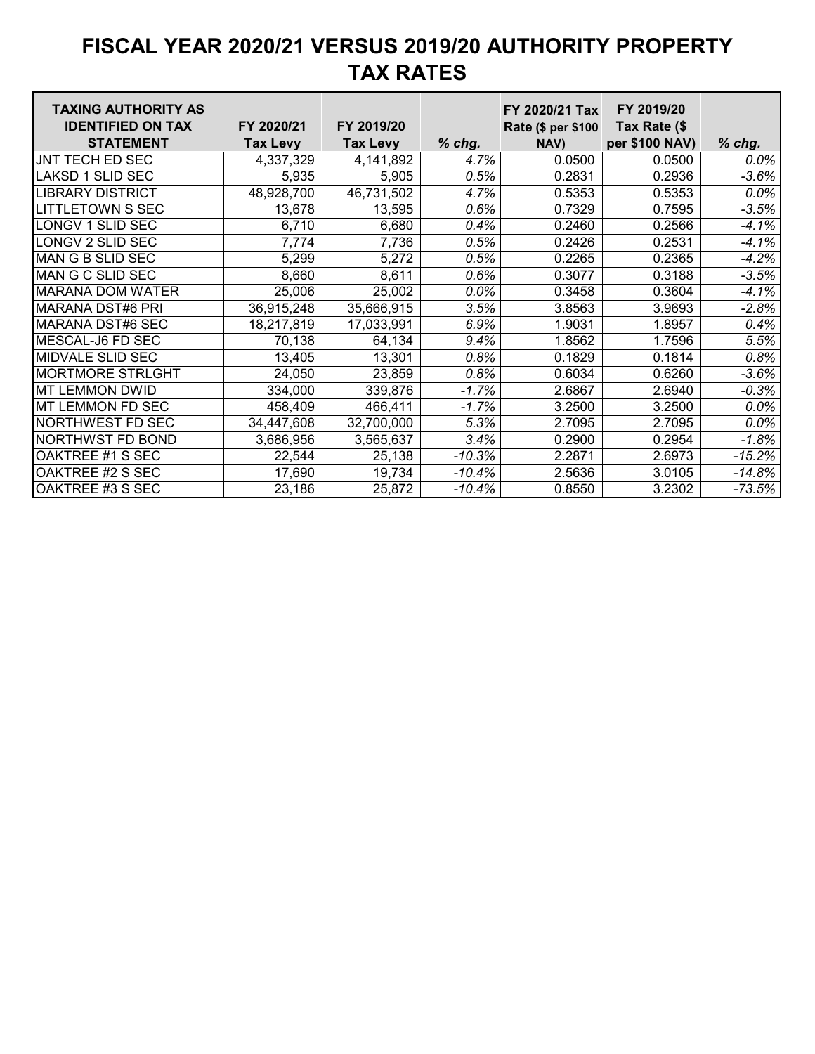# FISCAL YEAR 2020/21 VERSUS 2019/20 AUTHORITY PROPERTY TAX RATES

| TAXING AUTHORITY AS IDENTIFIED ON TAX STATEMENT | FY 2020/21 Tax Levy | FY 2019/20 Tax Levy | % chg. | FY 2020/21 Tax Rate ($ per $100 NAV) | FY 2019/20 Tax Rate ($ per $100 NAV) | % chg. |
|---|---|---|---|---|---|---|
| JNT TECH ED SEC | 4,337,329 | 4,141,892 | 4.7% | 0.0500 | 0.0500 | 0.0% |
| LAKSD 1 SLID SEC | 5,935 | 5,905 | 0.5% | 0.2831 | 0.2936 | -3.6% |
| LIBRARY DISTRICT | 48,928,700 | 46,731,502 | 4.7% | 0.5353 | 0.5353 | 0.0% |
| LITTLETOWN S SEC | 13,678 | 13,595 | 0.6% | 0.7329 | 0.7595 | -3.5% |
| LONGV 1 SLID SEC | 6,710 | 6,680 | 0.4% | 0.2460 | 0.2566 | -4.1% |
| LONGV 2 SLID SEC | 7,774 | 7,736 | 0.5% | 0.2426 | 0.2531 | -4.1% |
| MAN G B SLID SEC | 5,299 | 5,272 | 0.5% | 0.2265 | 0.2365 | -4.2% |
| MAN G C SLID SEC | 8,660 | 8,611 | 0.6% | 0.3077 | 0.3188 | -3.5% |
| MARANA DOM WATER | 25,006 | 25,002 | 0.0% | 0.3458 | 0.3604 | -4.1% |
| MARANA DST#6 PRI | 36,915,248 | 35,666,915 | 3.5% | 3.8563 | 3.9693 | -2.8% |
| MARANA DST#6 SEC | 18,217,819 | 17,033,991 | 6.9% | 1.9031 | 1.8957 | 0.4% |
| MESCAL-J6 FD SEC | 70,138 | 64,134 | 9.4% | 1.8562 | 1.7596 | 5.5% |
| MIDVALE SLID SEC | 13,405 | 13,301 | 0.8% | 0.1829 | 0.1814 | 0.8% |
| MORTMORE STRLGHT | 24,050 | 23,859 | 0.8% | 0.6034 | 0.6260 | -3.6% |
| MT LEMMON DWID | 334,000 | 339,876 | -1.7% | 2.6867 | 2.6940 | -0.3% |
| MT LEMMON FD SEC | 458,409 | 466,411 | -1.7% | 3.2500 | 3.2500 | 0.0% |
| NORTHWEST FD SEC | 34,447,608 | 32,700,000 | 5.3% | 2.7095 | 2.7095 | 0.0% |
| NORTHWST FD BOND | 3,686,956 | 3,565,637 | 3.4% | 0.2900 | 0.2954 | -1.8% |
| OAKTREE #1 S SEC | 22,544 | 25,138 | -10.3% | 2.2871 | 2.6973 | -15.2% |
| OAKTREE #2 S SEC | 17,690 | 19,734 | -10.4% | 2.5636 | 3.0105 | -14.8% |
| OAKTREE #3 S SEC | 23,186 | 25,872 | -10.4% | 0.8550 | 3.2302 | -73.5% |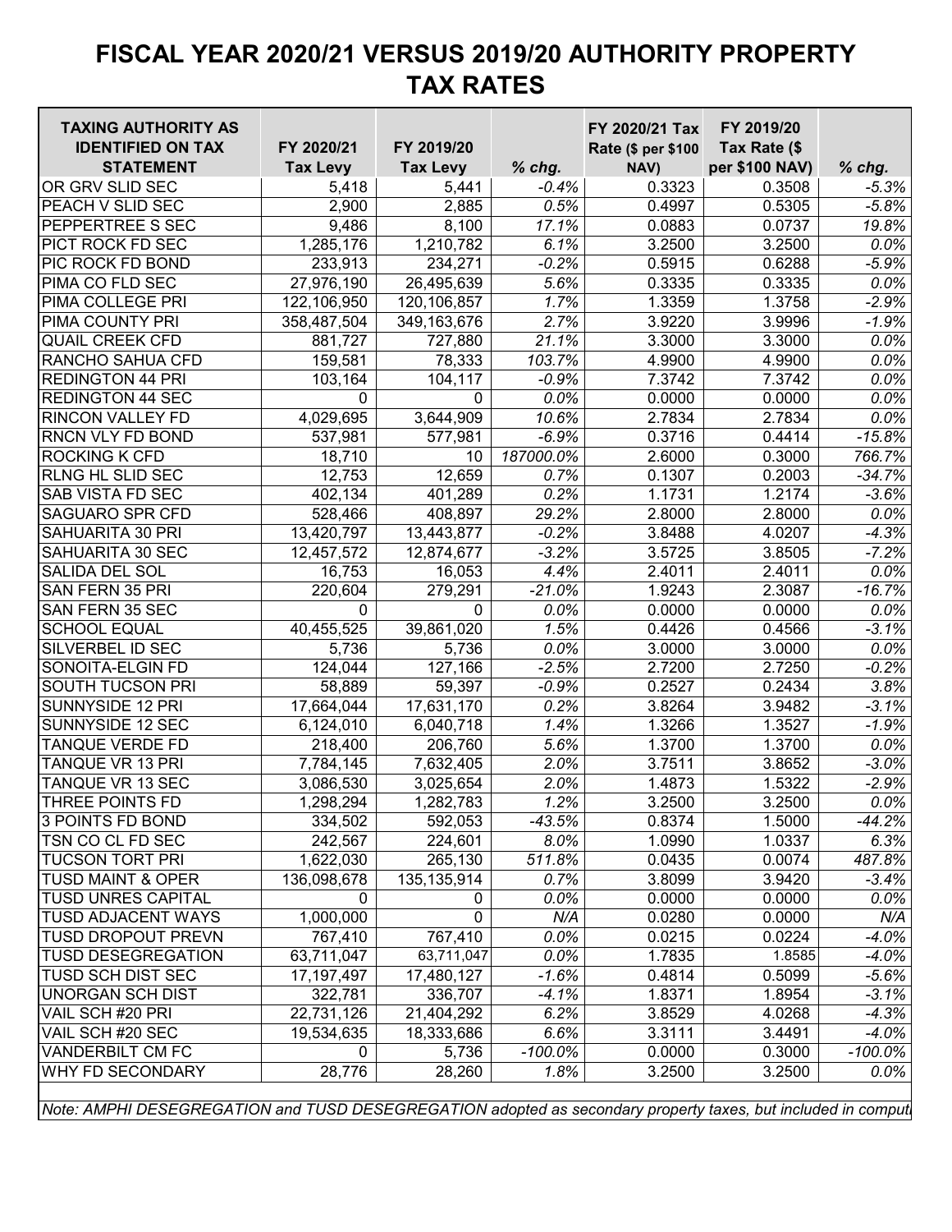# FISCAL YEAR 2020/21 VERSUS 2019/20 AUTHORITY PROPERTY TAX RATES

| TAXING AUTHORITY AS IDENTIFIED ON TAX STATEMENT | FY 2020/21 Tax Levy | FY 2019/20 Tax Levy | % chg. | FY 2020/21 Tax Rate ($ per $100 NAV) | FY 2019/20 Tax Rate ($ per $100 NAV) | % chg. |
|---|---|---|---|---|---|---|
| OR GRV SLID SEC | 5,418 | 5,441 | -0.4% | 0.3323 | 0.3508 | -5.3% |
| PEACH V SLID SEC | 2,900 | 2,885 | 0.5% | 0.4997 | 0.5305 | -5.8% |
| PEPPERTREE S SEC | 9,486 | 8,100 | 17.1% | 0.0883 | 0.0737 | 19.8% |
| PICT ROCK FD SEC | 1,285,176 | 1,210,782 | 6.1% | 3.2500 | 3.2500 | 0.0% |
| PIC ROCK FD BOND | 233,913 | 234,271 | -0.2% | 0.5915 | 0.6288 | -5.9% |
| PIMA CO FLD SEC | 27,976,190 | 26,495,639 | 5.6% | 0.3335 | 0.3335 | 0.0% |
| PIMA COLLEGE PRI | 122,106,950 | 120,106,857 | 1.7% | 1.3359 | 1.3758 | -2.9% |
| PIMA COUNTY PRI | 358,487,504 | 349,163,676 | 2.7% | 3.9220 | 3.9996 | -1.9% |
| QUAIL CREEK CFD | 881,727 | 727,880 | 21.1% | 3.3000 | 3.3000 | 0.0% |
| RANCHO SAHUA CFD | 159,581 | 78,333 | 103.7% | 4.9900 | 4.9900 | 0.0% |
| REDINGTON 44 PRI | 103,164 | 104,117 | -0.9% | 7.3742 | 7.3742 | 0.0% |
| REDINGTON 44 SEC | 0 | 0 | 0.0% | 0.0000 | 0.0000 | 0.0% |
| RINCON VALLEY FD | 4,029,695 | 3,644,909 | 10.6% | 2.7834 | 2.7834 | 0.0% |
| RNCN VLY FD BOND | 537,981 | 577,981 | -6.9% | 0.3716 | 0.4414 | -15.8% |
| ROCKING K CFD | 18,710 | 10 | 187000.0% | 2.6000 | 0.3000 | 766.7% |
| RLNG HL SLID SEC | 12,753 | 12,659 | 0.7% | 0.1307 | 0.2003 | -34.7% |
| SAB VISTA FD SEC | 402,134 | 401,289 | 0.2% | 1.1731 | 1.2174 | -3.6% |
| SAGUARO SPR CFD | 528,466 | 408,897 | 29.2% | 2.8000 | 2.8000 | 0.0% |
| SAHUARITA 30 PRI | 13,420,797 | 13,443,877 | -0.2% | 3.8488 | 4.0207 | -4.3% |
| SAHUARITA 30 SEC | 12,457,572 | 12,874,677 | -3.2% | 3.5725 | 3.8505 | -7.2% |
| SALIDA DEL SOL | 16,753 | 16,053 | 4.4% | 2.4011 | 2.4011 | 0.0% |
| SAN FERN 35 PRI | 220,604 | 279,291 | -21.0% | 1.9243 | 2.3087 | -16.7% |
| SAN FERN 35 SEC | 0 | 0 | 0.0% | 0.0000 | 0.0000 | 0.0% |
| SCHOOL EQUAL | 40,455,525 | 39,861,020 | 1.5% | 0.4426 | 0.4566 | -3.1% |
| SILVERBEL ID SEC | 5,736 | 5,736 | 0.0% | 3.0000 | 3.0000 | 0.0% |
| SONOITA-ELGIN FD | 124,044 | 127,166 | -2.5% | 2.7200 | 2.7250 | -0.2% |
| SOUTH TUCSON PRI | 58,889 | 59,397 | -0.9% | 0.2527 | 0.2434 | 3.8% |
| SUNNYSIDE 12 PRI | 17,664,044 | 17,631,170 | 0.2% | 3.8264 | 3.9482 | -3.1% |
| SUNNYSIDE 12 SEC | 6,124,010 | 6,040,718 | 1.4% | 1.3266 | 1.3527 | -1.9% |
| TANQUE VERDE FD | 218,400 | 206,760 | 5.6% | 1.3700 | 1.3700 | 0.0% |
| TANQUE VR 13 PRI | 7,784,145 | 7,632,405 | 2.0% | 3.7511 | 3.8652 | -3.0% |
| TANQUE VR 13 SEC | 3,086,530 | 3,025,654 | 2.0% | 1.4873 | 1.5322 | -2.9% |
| THREE POINTS FD | 1,298,294 | 1,282,783 | 1.2% | 3.2500 | 3.2500 | 0.0% |
| 3 POINTS FD BOND | 334,502 | 592,053 | -43.5% | 0.8374 | 1.5000 | -44.2% |
| TSN CO CL FD SEC | 242,567 | 224,601 | 8.0% | 1.0990 | 1.0337 | 6.3% |
| TUCSON TORT PRI | 1,622,030 | 265,130 | 511.8% | 0.0435 | 0.0074 | 487.8% |
| TUSD MAINT & OPER | 136,098,678 | 135,135,914 | 0.7% | 3.8099 | 3.9420 | -3.4% |
| TUSD UNRES CAPITAL | 0 | 0 | 0.0% | 0.0000 | 0.0000 | 0.0% |
| TUSD ADJACENT WAYS | 1,000,000 | 0 | N/A | 0.0280 | 0.0000 | N/A |
| TUSD DROPOUT PREVN | 767,410 | 767,410 | 0.0% | 0.0215 | 0.0224 | -4.0% |
| TUSD DESEGREGATION | 63,711,047 | 63,711,047 | 0.0% | 1.7835 | 1.8585 | -4.0% |
| TUSD SCH DIST SEC | 17,197,497 | 17,480,127 | -1.6% | 0.4814 | 0.5099 | -5.6% |
| UNORGAN SCH DIST | 322,781 | 336,707 | -4.1% | 1.8371 | 1.8954 | -3.1% |
| VAIL SCH #20 PRI | 22,731,126 | 21,404,292 | 6.2% | 3.8529 | 4.0268 | -4.3% |
| VAIL SCH #20 SEC | 19,534,635 | 18,333,686 | 6.6% | 3.3111 | 3.4491 | -4.0% |
| VANDERBILT CM FC | 0 | 5,736 | -100.0% | 0.0000 | 0.3000 | -100.0% |
| WHY FD SECONDARY | 28,776 | 28,260 | 1.8% | 3.2500 | 3.2500 | 0.0% |

*Note: AMPHI DESEGREGATION and TUSD DESEGREGATION adopted as secondary property taxes, but included in computi*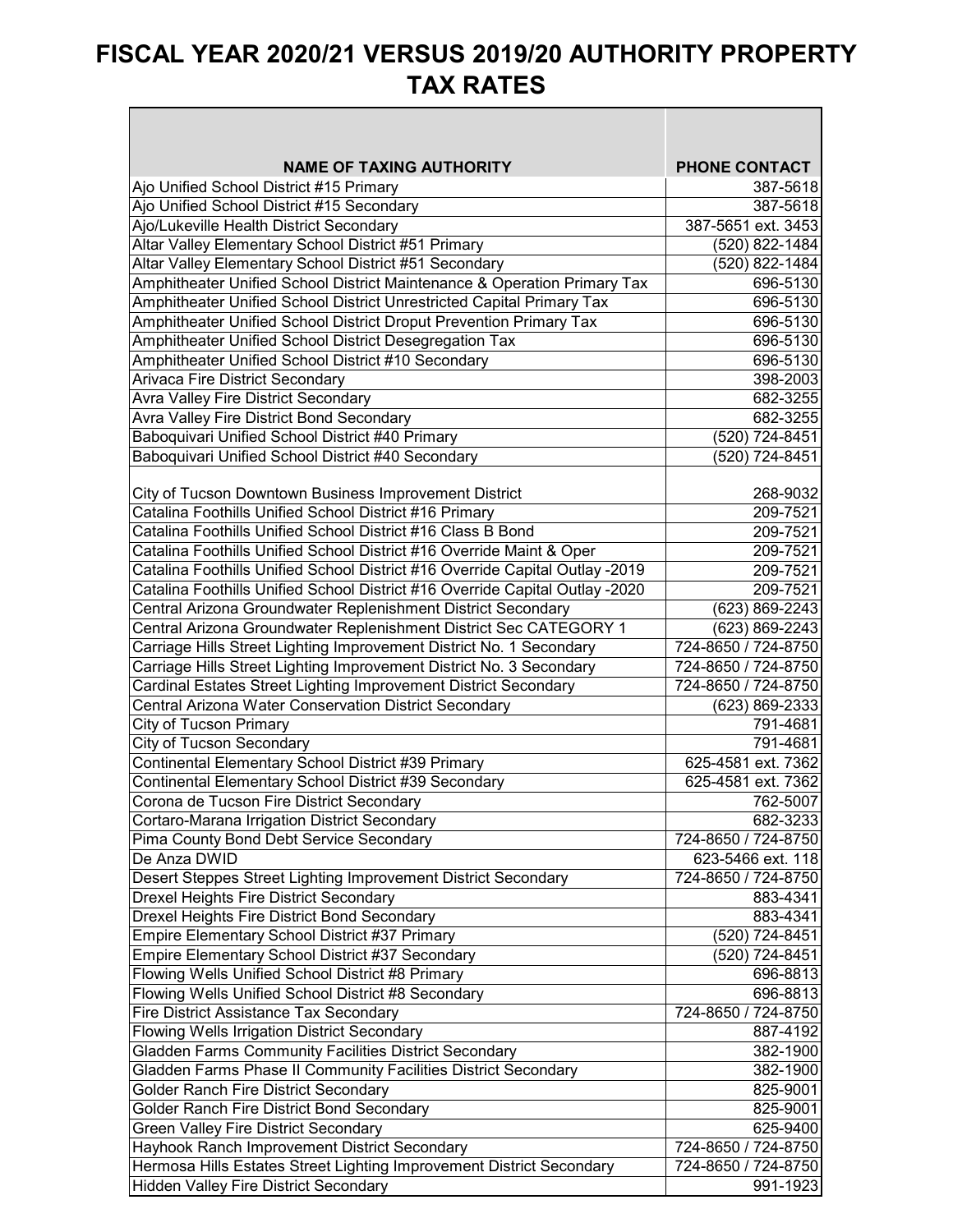# FISCAL YEAR 2020/21 VERSUS 2019/20 AUTHORITY PROPERTY TAX RATES

| NAME OF TAXING AUTHORITY | PHONE CONTACT |
|---|---|
| Ajo Unified School District #15 Primary | 387-5618 |
| Ajo Unified School District #15 Secondary | 387-5618 |
| Ajo/Lukeville Health District Secondary | 387-5651 ext. 3453 |
| Altar Valley Elementary School District #51 Primary | (520) 822-1484 |
| Altar Valley Elementary School District #51 Secondary | (520) 822-1484 |
| Amphitheater Unified School District Maintenance & Operation Primary Tax | 696-5130 |
| Amphitheater Unified School District Unrestricted Capital Primary Tax | 696-5130 |
| Amphitheater Unified School District Droput Prevention Primary Tax | 696-5130 |
| Amphitheater Unified School District Desegregation Tax | 696-5130 |
| Amphitheater Unified School District #10 Secondary | 696-5130 |
| Arivaca Fire District Secondary | 398-2003 |
| Avra Valley Fire District Secondary | 682-3255 |
| Avra Valley Fire District Bond Secondary | 682-3255 |
| Baboquivari Unified School District #40 Primary | (520) 724-8451 |
| Baboquivari Unified School District #40 Secondary | (520) 724-8451 |
| City of Tucson Downtown Business Improvement District | 268-9032 |
| Catalina Foothills Unified School District #16 Primary | 209-7521 |
| Catalina Foothills Unified School District #16 Class B Bond | 209-7521 |
| Catalina Foothills Unified School District #16 Override Maint & Oper | 209-7521 |
| Catalina Foothills Unified School District #16 Override Capital Outlay -2019 | 209-7521 |
| Catalina Foothills Unified School District #16 Override Capital Outlay -2020 | 209-7521 |
| Central Arizona Groundwater Replenishment District Secondary | (623) 869-2243 |
| Central Arizona Groundwater Replenishment District Sec CATEGORY 1 | (623) 869-2243 |
| Carriage Hills Street Lighting Improvement District No. 1 Secondary | 724-8650 / 724-8750 |
| Carriage Hills Street Lighting Improvement District No. 3 Secondary | 724-8650 / 724-8750 |
| Cardinal Estates Street Lighting Improvement District Secondary | 724-8650 / 724-8750 |
| Central Arizona Water Conservation District Secondary | (623) 869-2333 |
| City of Tucson Primary | 791-4681 |
| City of Tucson Secondary | 791-4681 |
| Continental Elementary School District #39 Primary | 625-4581 ext. 7362 |
| Continental Elementary School District #39 Secondary | 625-4581 ext. 7362 |
| Corona de Tucson Fire District Secondary | 762-5007 |
| Cortaro-Marana Irrigation District Secondary | 682-3233 |
| Pima County Bond Debt Service Secondary | 724-8650 / 724-8750 |
| De Anza DWID | 623-5466 ext. 118 |
| Desert Steppes Street Lighting Improvement District Secondary | 724-8650 / 724-8750 |
| Drexel Heights Fire District Secondary | 883-4341 |
| Drexel Heights Fire District Bond Secondary | 883-4341 |
| Empire Elementary School District #37 Primary | (520) 724-8451 |
| Empire Elementary School District #37 Secondary | (520) 724-8451 |
| Flowing Wells Unified School District #8 Primary | 696-8813 |
| Flowing Wells Unified School District #8 Secondary | 696-8813 |
| Fire District Assistance Tax Secondary | 724-8650 / 724-8750 |
| Flowing Wells Irrigation District Secondary | 887-4192 |
| Gladden Farms Community Facilities District Secondary | 382-1900 |
| Gladden Farms Phase II Community Facilities District Secondary | 382-1900 |
| Golder Ranch Fire District Secondary | 825-9001 |
| Golder Ranch Fire District Bond Secondary | 825-9001 |
| Green Valley Fire District Secondary | 625-9400 |
| Hayhook Ranch Improvement District Secondary | 724-8650 / 724-8750 |
| Hermosa Hills Estates Street Lighting Improvement District Secondary | 724-8650 / 724-8750 |
| Hidden Valley Fire District Secondary | 991-1923 |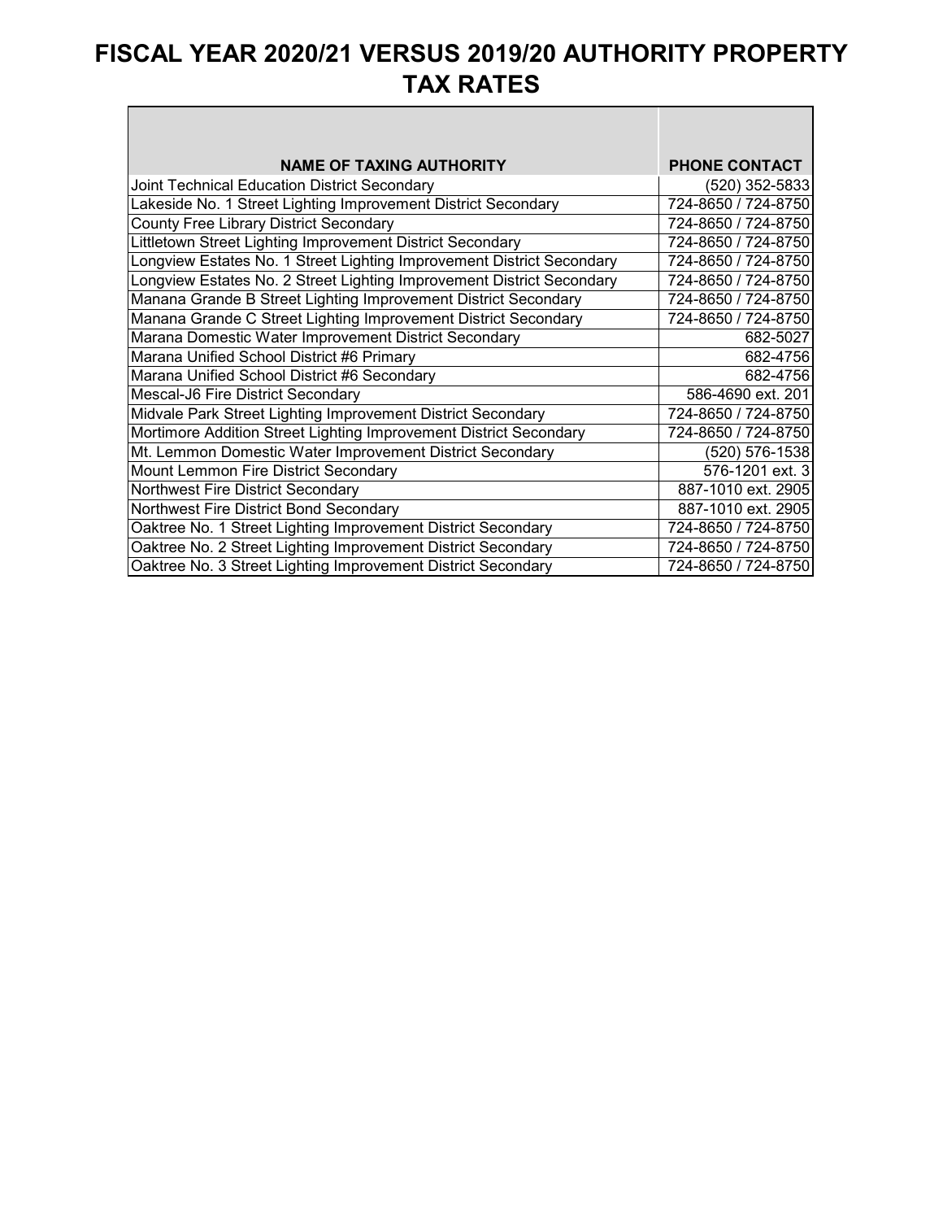# FISCAL YEAR 2020/21 VERSUS 2019/20 AUTHORITY PROPERTY TAX RATES

| NAME OF TAXING AUTHORITY | PHONE CONTACT |
|---|---|
| Joint Technical Education District Secondary | (520) 352-5833 |
| Lakeside No. 1 Street Lighting Improvement District Secondary | 724-8650 / 724-8750 |
| County Free Library District Secondary | 724-8650 / 724-8750 |
| Littletown Street Lighting Improvement District Secondary | 724-8650 / 724-8750 |
| Longview Estates No. 1 Street Lighting Improvement District Secondary | 724-8650 / 724-8750 |
| Longview Estates No. 2 Street Lighting Improvement District Secondary | 724-8650 / 724-8750 |
| Manana Grande B Street Lighting Improvement District Secondary | 724-8650 / 724-8750 |
| Manana Grande C Street Lighting Improvement District Secondary | 724-8650 / 724-8750 |
| Marana Domestic Water Improvement District Secondary | 682-5027 |
| Marana Unified School District #6 Primary | 682-4756 |
| Marana Unified School District #6 Secondary | 682-4756 |
| Mescal-J6 Fire District Secondary | 586-4690 ext. 201 |
| Midvale Park Street Lighting Improvement District Secondary | 724-8650 / 724-8750 |
| Mortimore Addition Street Lighting Improvement District Secondary | 724-8650 / 724-8750 |
| Mt. Lemmon Domestic Water Improvement District Secondary | (520) 576-1538 |
| Mount Lemmon Fire District Secondary | 576-1201 ext. 3 |
| Northwest Fire District Secondary | 887-1010 ext. 2905 |
| Northwest Fire District Bond Secondary | 887-1010 ext. 2905 |
| Oaktree No. 1 Street Lighting Improvement District Secondary | 724-8650 / 724-8750 |
| Oaktree No. 2 Street Lighting Improvement District Secondary | 724-8650 / 724-8750 |
| Oaktree No. 3 Street Lighting Improvement District Secondary | 724-8650 / 724-8750 |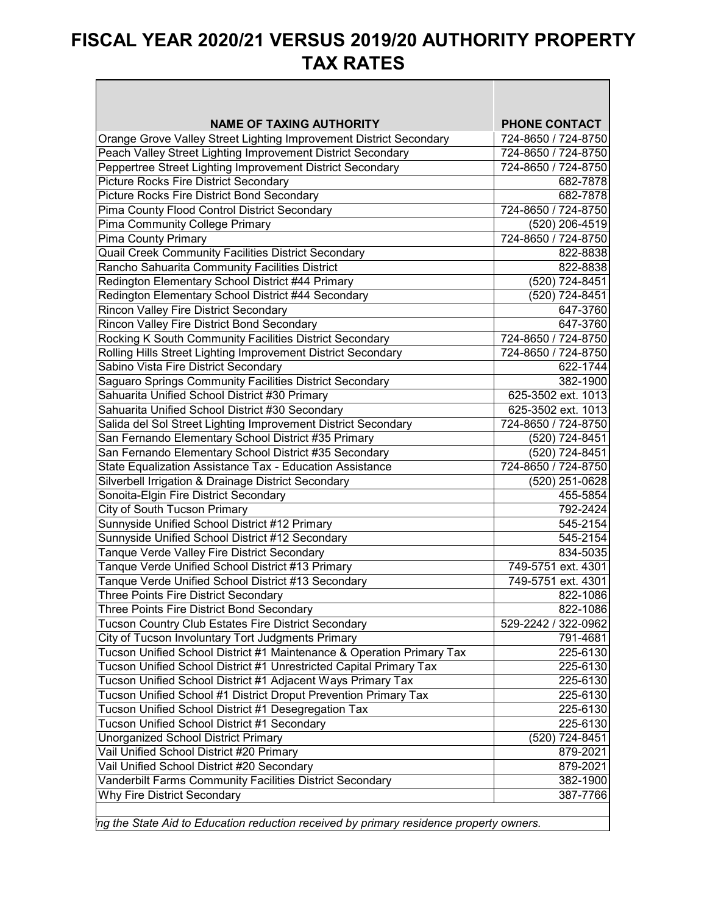# FISCAL YEAR 2020/21 VERSUS 2019/20 AUTHORITY PROPERTY TAX RATES

| NAME OF TAXING AUTHORITY | PHONE CONTACT |
|---|---|
| Orange Grove Valley Street Lighting Improvement District Secondary | 724-8650 / 724-8750 |
| Peach Valley Street Lighting Improvement District Secondary | 724-8650 / 724-8750 |
| Peppertree Street Lighting Improvement District Secondary | 724-8650 / 724-8750 |
| Picture Rocks Fire District Secondary | 682-7878 |
| Picture Rocks Fire District Bond Secondary | 682-7878 |
| Pima County Flood Control District Secondary | 724-8650 / 724-8750 |
| Pima Community College Primary | (520) 206-4519 |
| Pima County Primary | 724-8650 / 724-8750 |
| Quail Creek Community Facilities District Secondary | 822-8838 |
| Rancho Sahuarita Community Facilities District | 822-8838 |
| Redington Elementary School District #44 Primary | (520) 724-8451 |
| Redington Elementary School District #44 Secondary | (520) 724-8451 |
| Rincon Valley Fire District Secondary | 647-3760 |
| Rincon Valley Fire District Bond Secondary | 647-3760 |
| Rocking K South Community Facilities District Secondary | 724-8650 / 724-8750 |
| Rolling Hills Street Lighting Improvement District Secondary | 724-8650 / 724-8750 |
| Sabino Vista Fire District Secondary | 622-1744 |
| Saguaro Springs Community Facilities District Secondary | 382-1900 |
| Sahuarita Unified School District #30 Primary | 625-3502 ext. 1013 |
| Sahuarita Unified School District #30 Secondary | 625-3502 ext. 1013 |
| Salida del Sol Street Lighting Improvement District Secondary | 724-8650 / 724-8750 |
| San Fernando Elementary School District #35 Primary | (520) 724-8451 |
| San Fernando Elementary School District #35 Secondary | (520) 724-8451 |
| State Equalization Assistance Tax - Education Assistance | 724-8650 / 724-8750 |
| Silverbell Irrigation & Drainage District Secondary | (520) 251-0628 |
| Sonoita-Elgin Fire District Secondary | 455-5854 |
| City of South Tucson Primary | 792-2424 |
| Sunnyside Unified School District #12 Primary | 545-2154 |
| Sunnyside Unified School District #12 Secondary | 545-2154 |
| Tanque Verde Valley Fire District Secondary | 834-5035 |
| Tanque Verde Unified School District #13 Primary | 749-5751 ext. 4301 |
| Tanque Verde Unified School District #13 Secondary | 749-5751 ext. 4301 |
| Three Points Fire District Secondary | 822-1086 |
| Three Points Fire District Bond Secondary | 822-1086 |
| Tucson Country Club Estates Fire District Secondary | 529-2242 / 322-0962 |
| City of Tucson Involuntary Tort Judgments Primary | 791-4681 |
| Tucson Unified School District #1 Maintenance & Operation Primary Tax | 225-6130 |
| Tucson Unified School District #1 Unrestricted Capital Primary Tax | 225-6130 |
| Tucson Unified School District #1 Adjacent Ways Primary Tax | 225-6130 |
| Tucson Unified School #1 District Droput Prevention Primary Tax | 225-6130 |
| Tucson Unified School District #1 Desegregation Tax | 225-6130 |
| Tucson Unified School District #1 Secondary | 225-6130 |
| Unorganized School District Primary | (520) 724-8451 |
| Vail Unified School District #20 Primary | 879-2021 |
| Vail Unified School District #20 Secondary | 879-2021 |
| Vanderbilt Farms Community Facilities District Secondary | 382-1900 |
| Why Fire District Secondary | 387-7766 |

*ng the State Aid to Education reduction received by primary residence property owners.*